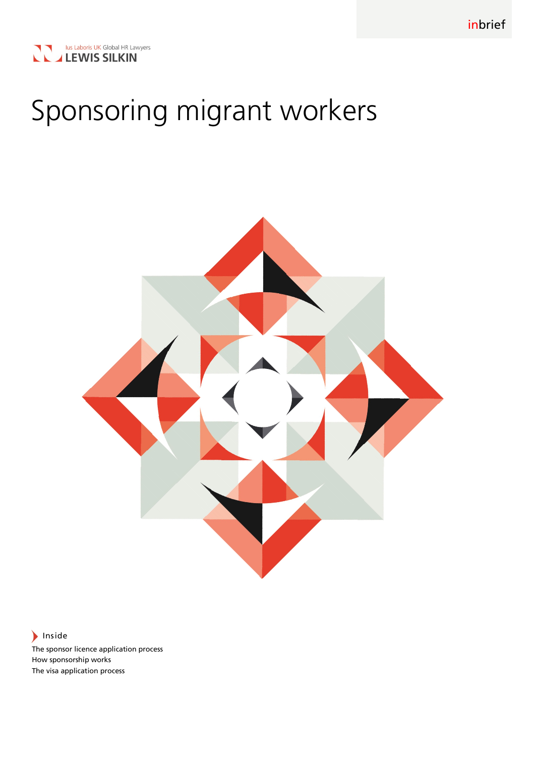inbrief

Ius Laboris UK Global HR Lawyers
LEWIS SILKIN

# Sponsoring migrant workers

Inside

The sponsor licence application process
How sponsorship works
The visa application process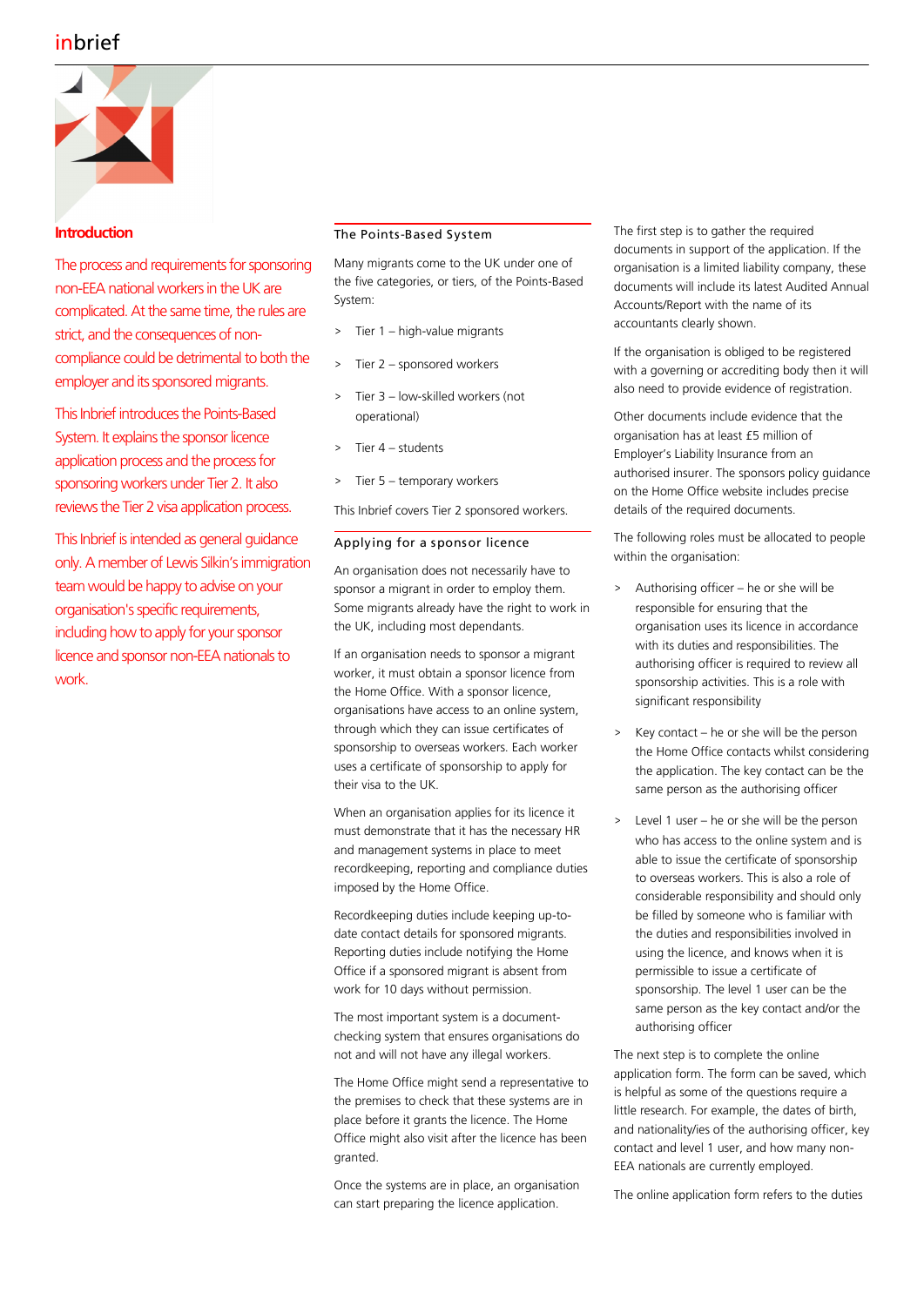## Introduction

The process and requirements for sponsoring non-EEA national workers in the UK are complicated. At the same time, the rules are strict, and the consequences of non-compliance could be detrimental to both the employer and its sponsored migrants.

This Inbrief introduces the Points-Based System. It explains the sponsor licence application process and the process for sponsoring workers under Tier 2. It also reviews the Tier 2 visa application process.

This Inbrief is intended as general guidance only. A member of Lewis Silkin's immigration team would be happy to advise on your organisation's specific requirements, including how to apply for your sponsor licence and sponsor non-EEA nationals to work.

## The Points-Based System

Many migrants come to the UK under one of the five categories, or tiers, of the Points-Based System:

- Tier 1 – high-value migrants
- Tier 2 – sponsored workers
- Tier 3 – low-skilled workers (not operational)
- Tier 4 – students
- Tier 5 – temporary workers

This Inbrief covers Tier 2 sponsored workers.

## Applying for a sponsor licence

An organisation does not necessarily have to sponsor a migrant in order to employ them. Some migrants already have the right to work in the UK, including most dependants.

If an organisation needs to sponsor a migrant worker, it must obtain a sponsor licence from the Home Office. With a sponsor licence, organisations have access to an online system, through which they can issue certificates of sponsorship to overseas workers. Each worker uses a certificate of sponsorship to apply for their visa to the UK.

When an organisation applies for its licence it must demonstrate that it has the necessary HR and management systems in place to meet recordkeeping, reporting and compliance duties imposed by the Home Office.

Recordkeeping duties include keeping up-to-date contact details for sponsored migrants. Reporting duties include notifying the Home Office if a sponsored migrant is absent from work for 10 days without permission.

The most important system is a document-checking system that ensures organisations do not and will not have any illegal workers.

The Home Office might send a representative to the premises to check that these systems are in place before it grants the licence. The Home Office might also visit after the licence has been granted.

Once the systems are in place, an organisation can start preparing the licence application.

The first step is to gather the required documents in support of the application. If the organisation is a limited liability company, these documents will include its latest Audited Annual Accounts/Report with the name of its accountants clearly shown.

If the organisation is obliged to be registered with a governing or accrediting body then it will also need to provide evidence of registration.

Other documents include evidence that the organisation has at least £5 million of Employer's Liability Insurance from an authorised insurer. The sponsors policy guidance on the Home Office website includes precise details of the required documents.

The following roles must be allocated to people within the organisation:

- Authorising officer – he or she will be responsible for ensuring that the organisation uses its licence in accordance with its duties and responsibilities. The authorising officer is required to review all sponsorship activities. This is a role with significant responsibility
- Key contact – he or she will be the person the Home Office contacts whilst considering the application. The key contact can be the same person as the authorising officer
- Level 1 user – he or she will be the person who has access to the online system and is able to issue the certificate of sponsorship to overseas workers. This is also a role of considerable responsibility and should only be filled by someone who is familiar with the duties and responsibilities involved in using the licence, and knows when it is permissible to issue a certificate of sponsorship. The level 1 user can be the same person as the key contact and/or the authorising officer

The next step is to complete the online application form. The form can be saved, which is helpful as some of the questions require a little research. For example, the dates of birth, and nationality/ies of the authorising officer, key contact and level 1 user, and how many non-EEA nationals are currently employed.

The online application form refers to the duties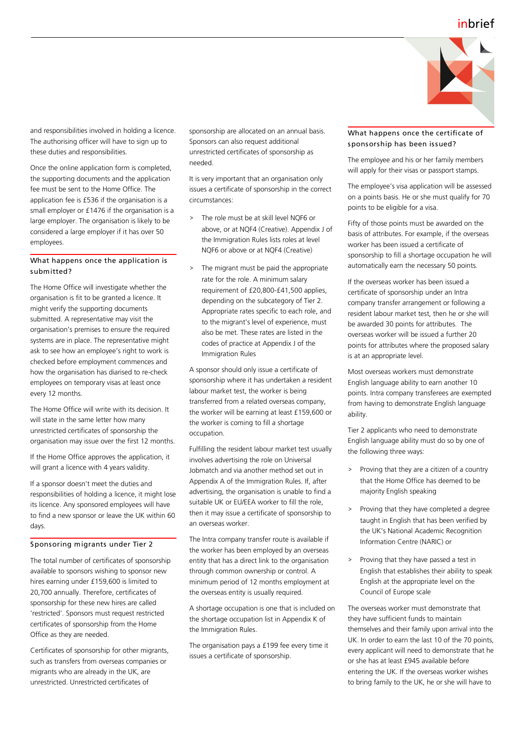and responsibilities involved in holding a licence. The authorising officer will have to sign up to these duties and responsibilities.

Once the online application form is completed, the supporting documents and the application fee must be sent to the Home Office. The application fee is £536 if the organisation is a small employer or £1476 if the organisation is a large employer. The organisation is likely to be considered a large employer if it has over 50 employees.

### What happens once the application is submitted?

The Home Office will investigate whether the organisation is fit to be granted a licence. It might verify the supporting documents submitted. A representative may visit the organisation's premises to ensure the required systems are in place. The representative might ask to see how an employee's right to work is checked before employment commences and how the organisation has diarised to re-check employees on temporary visas at least once every 12 months.

The Home Office will write with its decision. It will state in the same letter how many unrestricted certificates of sponsorship the organisation may issue over the first 12 months.

If the Home Office approves the application, it will grant a licence with 4 years validity.

If a sponsor doesn't meet the duties and responsibilities of holding a licence, it might lose its licence. Any sponsored employees will have to find a new sponsor or leave the UK within 60 days.

### Sponsoring migrants under Tier 2

The total number of certificates of sponsorship available to sponsors wishing to sponsor new hires earning under £159,600 is limited to 20,700 annually. Therefore, certificates of sponsorship for these new hires are called 'restricted'. Sponsors must request restricted certificates of sponsorship from the Home Office as they are needed.

Certificates of sponsorship for other migrants, such as transfers from overseas companies or migrants who are already in the UK, are unrestricted. Unrestricted certificates of sponsorship are allocated on an annual basis. Sponsors can also request additional unrestricted certificates of sponsorship as needed.

It is very important that an organisation only issues a certificate of sponsorship in the correct circumstances:

> The role must be at skill level NQF6 or above, or at NQF4 (Creative). Appendix J of the Immigration Rules lists roles at level NQF6 or above or at NQF4 (Creative)

> The migrant must be paid the appropriate rate for the role. A minimum salary requirement of £20,800-£41,500 applies, depending on the subcategory of Tier 2. Appropriate rates specific to each role, and to the migrant's level of experience, must also be met. These rates are listed in the codes of practice at Appendix J of the Immigration Rules

A sponsor should only issue a certificate of sponsorship where it has undertaken a resident labour market test, the worker is being transferred from a related overseas company, the worker will be earning at least £159,600 or the worker is coming to fill a shortage occupation.

Fulfilling the resident labour market test usually involves advertising the role on Universal Jobmatch and via another method set out in Appendix A of the Immigration Rules. If, after advertising, the organisation is unable to find a suitable UK or EU/EEA worker to fill the role, then it may issue a certificate of sponsorship to an overseas worker.

The Intra company transfer route is available if the worker has been employed by an overseas entity that has a direct link to the organisation through common ownership or control. A minimum period of 12 months employment at the overseas entity is usually required.

A shortage occupation is one that is included on the shortage occupation list in Appendix K of the Immigration Rules.

The organisation pays a £199 fee every time it issues a certificate of sponsorship.

### What happens once the certificate of sponsorship has been issued?

The employee and his or her family members will apply for their visas or passport stamps.

The employee's visa application will be assessed on a points basis. He or she must qualify for 70 points to be eligible for a visa.

Fifty of those points must be awarded on the basis of attributes. For example, if the overseas worker has been issued a certificate of sponsorship to fill a shortage occupation he will automatically earn the necessary 50 points.

If the overseas worker has been issued a certificate of sponsorship under an Intra company transfer arrangement or following a resident labour market test, then he or she will be awarded 30 points for attributes. The overseas worker will be issued a further 20 points for attributes where the proposed salary is at an appropriate level.

Most overseas workers must demonstrate English language ability to earn another 10 points. Intra company transferees are exempted from having to demonstrate English language ability.

Tier 2 applicants who need to demonstrate English language ability must do so by one of the following three ways:

> Proving that they are a citizen of a country that the Home Office has deemed to be majority English speaking

> Proving that they have completed a degree taught in English that has been verified by the UK's National Academic Recognition Information Centre (NARIC) or

> Proving that they have passed a test in English that establishes their ability to speak English at the appropriate level on the Council of Europe scale

The overseas worker must demonstrate that they have sufficient funds to maintain themselves and their family upon arrival into the UK. In order to earn the last 10 of the 70 points, every applicant will need to demonstrate that he or she has at least £945 available before entering the UK. If the overseas worker wishes to bring family to the UK, he or she will have to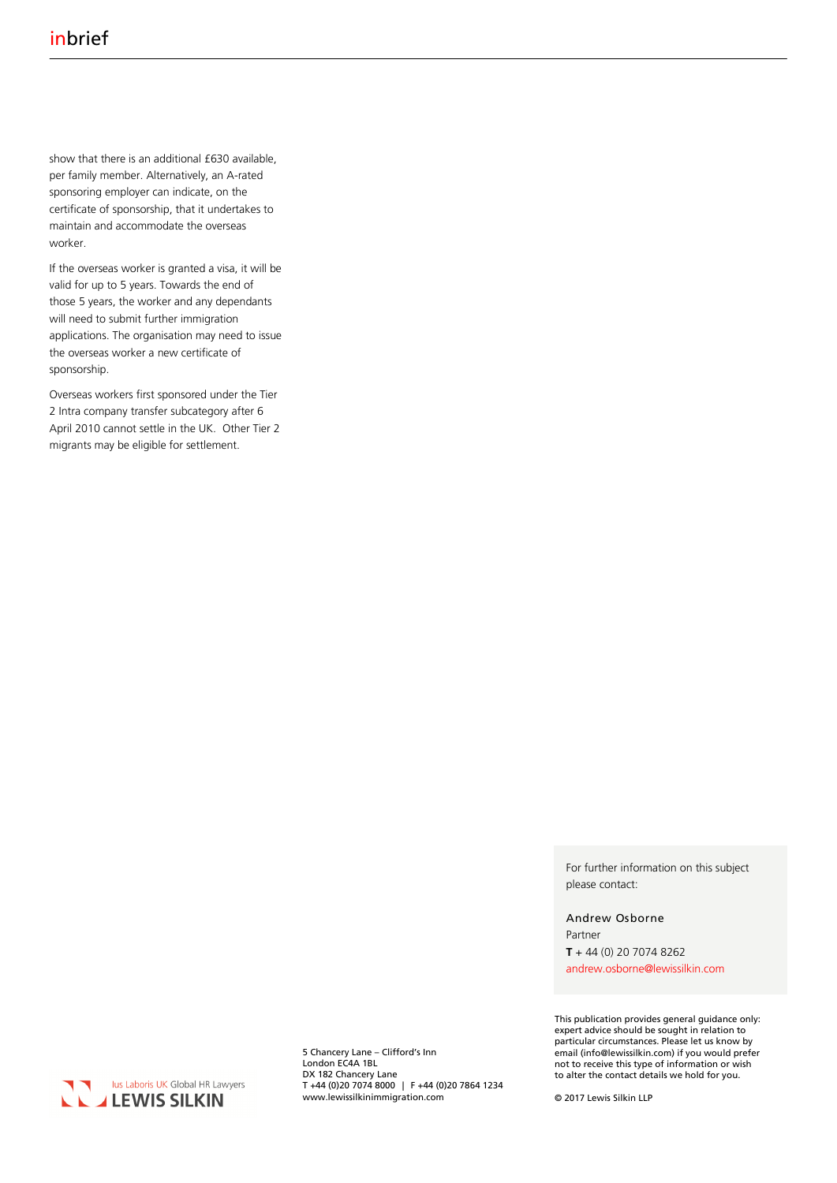show that there is an additional £630 available, per family member. Alternatively, an A-rated sponsoring employer can indicate, on the certificate of sponsorship, that it undertakes to maintain and accommodate the overseas worker.

If the overseas worker is granted a visa, it will be valid for up to 5 years. Towards the end of those 5 years, the worker and any dependants will need to submit further immigration applications. The organisation may need to issue the overseas worker a new certificate of sponsorship.

Overseas workers first sponsored under the Tier 2 Intra company transfer subcategory after 6 April 2010 cannot settle in the UK. Other Tier 2 migrants may be eligible for settlement.

For further information on this subject please contact:

Andrew Osborne
Partner
**T** + 44 (0) 20 7074 8262
andrew.osborne@lewissilkin.com

This publication provides general guidance only: expert advice should be sought in relation to particular circumstances. Please let us know by email (info@lewissilkin.com) if you would prefer not to receive this type of information or wish to alter the contact details we hold for you.

© 2017 Lewis Silkin LLP

Ius Laboris UK Global HR Lawyers
LEWIS SILKIN

5 Chancery Lane – Clifford's Inn
London EC4A 1BL
DX 182 Chancery Lane
T +44 (0)20 7074 8000 | F +44 (0)20 7864 1234
www.lewissilkinimmigration.com